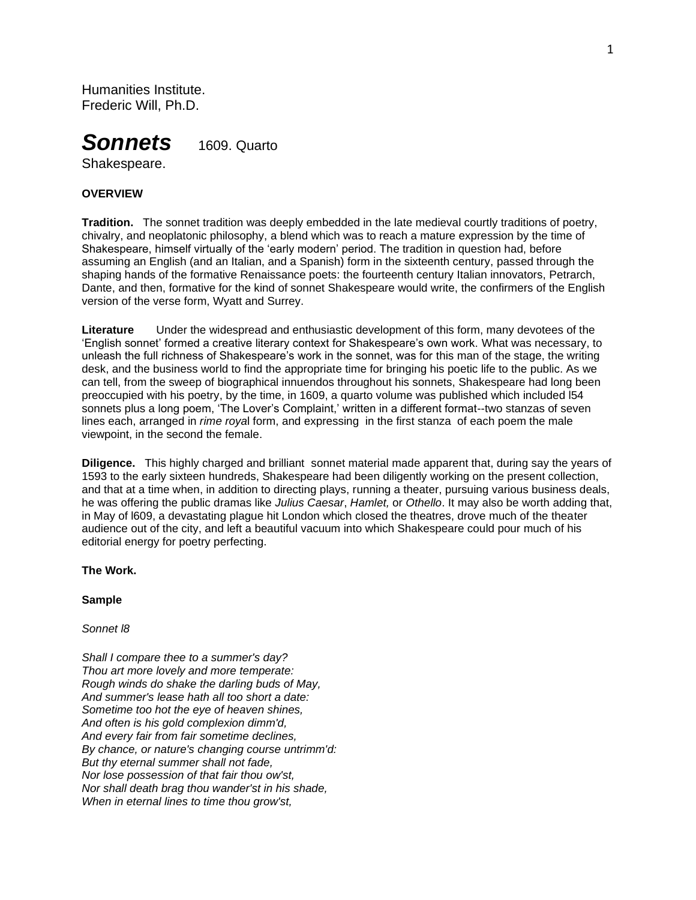Humanities Institute.
Frederic Will, Ph.D.

# *Sonnets* 1609. Quarto

Shakespeare.

**OVERVIEW**

**Tradition.** The sonnet tradition was deeply embedded in the late medieval courtly traditions of poetry, chivalry, and neoplatonic philosophy, a blend which was to reach a mature expression by the time of Shakespeare, himself virtually of the 'early modern' period. The tradition in question had, before assuming an English (and an Italian, and a Spanish) form in the sixteenth century, passed through the shaping hands of the formative Renaissance poets: the fourteenth century Italian innovators, Petrarch, Dante, and then, formative for the kind of sonnet Shakespeare would write, the confirmers of the English version of the verse form, Wyatt and Surrey.

**Literature** Under the widespread and enthusiastic development of this form, many devotees of the 'English sonnet' formed a creative literary context for Shakespeare's own work. What was necessary, to unleash the full richness of Shakespeare's work in the sonnet, was for this man of the stage, the writing desk, and the business world to find the appropriate time for bringing his poetic life to the public. As we can tell, from the sweep of biographical innuendos throughout his sonnets, Shakespeare had long been preoccupied with his poetry, by the time, in 1609, a quarto volume was published which included l54 sonnets plus a long poem, 'The Lover's Complaint,' written in a different format--two stanzas of seven lines each, arranged in *rime roya*l form, and expressing in the first stanza of each poem the male viewpoint, in the second the female.

**Diligence.** This highly charged and brilliant sonnet material made apparent that, during say the years of 1593 to the early sixteen hundreds, Shakespeare had been diligently working on the present collection, and that at a time when, in addition to directing plays, running a theater, pursuing various business deals, he was offering the public dramas like *Julius Caesar*, *Hamlet,* or *Othello*. It may also be worth adding that, in May of l609, a devastating plague hit London which closed the theatres, drove much of the theater audience out of the city, and left a beautiful vacuum into which Shakespeare could pour much of his editorial energy for poetry perfecting.

**The Work.**

**Sample**

*Sonnet l8*

*Shall I compare thee to a summer's day?*
*Thou art more lovely and more temperate:*
*Rough winds do shake the darling buds of May,*
*And summer's lease hath all too short a date:*
*Sometime too hot the eye of heaven shines,*
*And often is his gold complexion dimm'd,*
*And every fair from fair sometime declines,*
*By chance, or nature's changing course untrimm'd:*
*But thy eternal summer shall not fade,*
*Nor lose possession of that fair thou ow'st,*
*Nor shall death brag thou wander'st in his shade,*
*When in eternal lines to time thou grow'st,*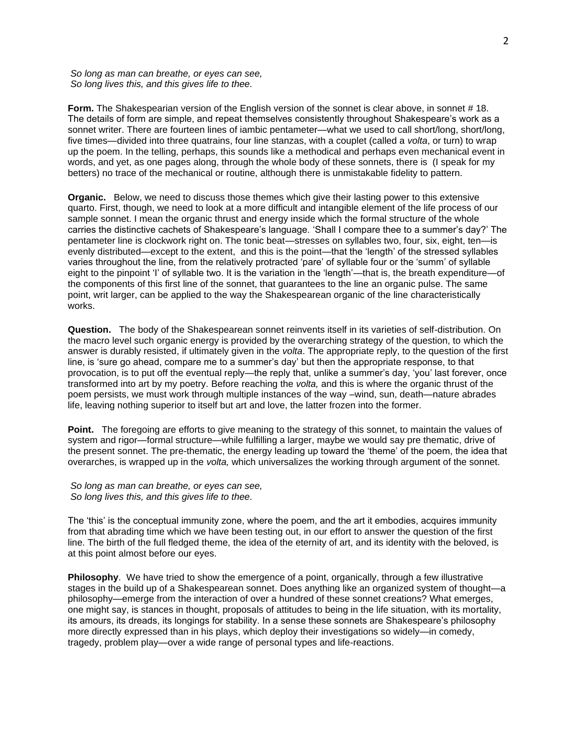*So long as man can breathe, or eyes can see,*
*So long lives this, and this gives life to thee.*

**Form.** The Shakespearian version of the English version of the sonnet is clear above, in sonnet # 18. The details of form are simple, and repeat themselves consistently throughout Shakespeare's work as a sonnet writer. There are fourteen lines of iambic pentameter—what we used to call short/long, short/long, five times—divided into three quatrains, four line stanzas, with a couplet (called a *volta*, or turn) to wrap up the poem. In the telling, perhaps, this sounds like a methodical and perhaps even mechanical event in words, and yet, as one pages along, through the whole body of these sonnets, there is (I speak for my betters) no trace of the mechanical or routine, although there is unmistakable fidelity to pattern.

**Organic.** Below, we need to discuss those themes which give their lasting power to this extensive quarto. First, though, we need to look at a more difficult and intangible element of the life process of our sample sonnet. I mean the organic thrust and energy inside which the formal structure of the whole carries the distinctive cachets of Shakespeare's language. 'Shall I compare thee to a summer's day?' The pentameter line is clockwork right on. The tonic beat—stresses on syllables two, four, six, eight, ten—is evenly distributed—except to the extent, and this is the point—that the 'length' of the stressed syllables varies throughout the line, from the relatively protracted 'pare' of syllable four or the 'summ' of syllable eight to the pinpoint 'I' of syllable two. It is the variation in the 'length'—that is, the breath expenditure—of the components of this first line of the sonnet, that guarantees to the line an organic pulse. The same point, writ larger, can be applied to the way the Shakespearean organic of the line characteristically works.

**Question.** The body of the Shakespearean sonnet reinvents itself in its varieties of self-distribution. On the macro level such organic energy is provided by the overarching strategy of the question, to which the answer is durably resisted, if ultimately given in the *volta*. The appropriate reply, to the question of the first line, is 'sure go ahead, compare me to a summer's day' but then the appropriate response, to that provocation, is to put off the eventual reply—the reply that, unlike a summer's day, 'you' last forever, once transformed into art by my poetry. Before reaching the *volta,* and this is where the organic thrust of the poem persists, we must work through multiple instances of the way –wind, sun, death—nature abrades life, leaving nothing superior to itself but art and love, the latter frozen into the former.

**Point.** The foregoing are efforts to give meaning to the strategy of this sonnet, to maintain the values of system and rigor—formal structure—while fulfilling a larger, maybe we would say pre thematic, drive of the present sonnet. The pre-thematic, the energy leading up toward the 'theme' of the poem, the idea that overarches, is wrapped up in the *volta,* which universalizes the working through argument of the sonnet.

*So long as man can breathe, or eyes can see,*
*So long lives this, and this gives life to thee.*

The 'this' is the conceptual immunity zone, where the poem, and the art it embodies, acquires immunity from that abrading time which we have been testing out, in our effort to answer the question of the first line. The birth of the full fledged theme, the idea of the eternity of art, and its identity with the beloved, is at this point almost before our eyes.

**Philosophy**. We have tried to show the emergence of a point, organically, through a few illustrative stages in the build up of a Shakespearean sonnet. Does anything like an organized system of thought—a philosophy—emerge from the interaction of over a hundred of these sonnet creations? What emerges, one might say, is stances in thought, proposals of attitudes to being in the life situation, with its mortality, its amours, its dreads, its longings for stability. In a sense these sonnets are Shakespeare's philosophy more directly expressed than in his plays, which deploy their investigations so widely—in comedy, tragedy, problem play—over a wide range of personal types and life-reactions.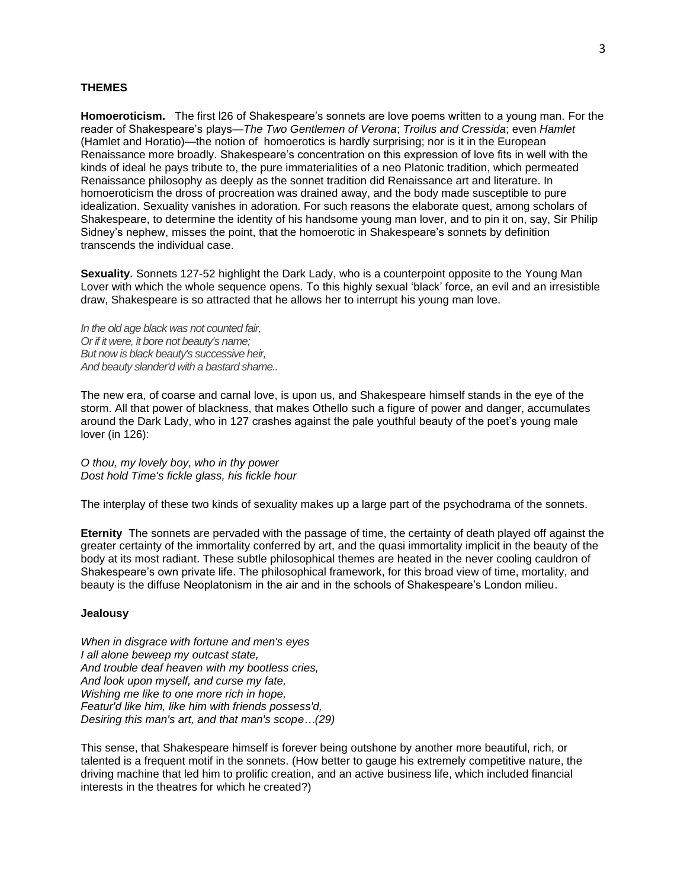**THEMES**

**Homoeroticism.** The first l26 of Shakespeare's sonnets are love poems written to a young man. For the reader of Shakespeare's plays—*The Two Gentlemen of Verona*; *Troilus and Cressida*; even *Hamlet* (Hamlet and Horatio)—the notion of homoerotics is hardly surprising; nor is it in the European Renaissance more broadly. Shakespeare's concentration on this expression of love fits in well with the kinds of ideal he pays tribute to, the pure immaterialities of a neo Platonic tradition, which permeated Renaissance philosophy as deeply as the sonnet tradition did Renaissance art and literature. In homoeroticism the dross of procreation was drained away, and the body made susceptible to pure idealization. Sexuality vanishes in adoration. For such reasons the elaborate quest, among scholars of Shakespeare, to determine the identity of his handsome young man lover, and to pin it on, say, Sir Philip Sidney's nephew, misses the point, that the homoerotic in Shakespeare's sonnets by definition transcends the individual case.

**Sexuality.** Sonnets 127-52 highlight the Dark Lady, who is a counterpoint opposite to the Young Man Lover with which the whole sequence opens. To this highly sexual 'black' force, an evil and an irresistible draw, Shakespeare is so attracted that he allows her to interrupt his young man love.

*In the old age black was not counted fair,*
*Or if it were, it bore not beauty's name;*
*But now is black beauty's successive heir,*
*And beauty slander'd with a bastard shame..*

The new era, of coarse and carnal love, is upon us, and Shakespeare himself stands in the eye of the storm. All that power of blackness, that makes Othello such a figure of power and danger, accumulates around the Dark Lady, who in 127 crashes against the pale youthful beauty of the poet's young male lover (in 126):

*O thou, my lovely boy, who in thy power*
*Dost hold Time's fickle glass, his fickle hour*

The interplay of these two kinds of sexuality makes up a large part of the psychodrama of the sonnets.

**Eternity** The sonnets are pervaded with the passage of time, the certainty of death played off against the greater certainty of the immortality conferred by art, and the quasi immortality implicit in the beauty of the body at its most radiant. These subtle philosophical themes are heated in the never cooling cauldron of Shakespeare's own private life. The philosophical framework, for this broad view of time, mortality, and beauty is the diffuse Neoplatonism in the air and in the schools of Shakespeare's London milieu.

**Jealousy**

*When in disgrace with fortune and men's eyes*
*I all alone beweep my outcast state,*
*And trouble deaf heaven with my bootless cries,*
*And look upon myself, and curse my fate,*
*Wishing me like to one more rich in hope,*
*Featur'd like him, like him with friends possess'd,*
*Desiring this man's art, and that man's scope…(29)*

This sense, that Shakespeare himself is forever being outshone by another more beautiful, rich, or talented is a frequent motif in the sonnets. (How better to gauge his extremely competitive nature, the driving machine that led him to prolific creation, and an active business life, which included financial interests in the theatres for which he created?)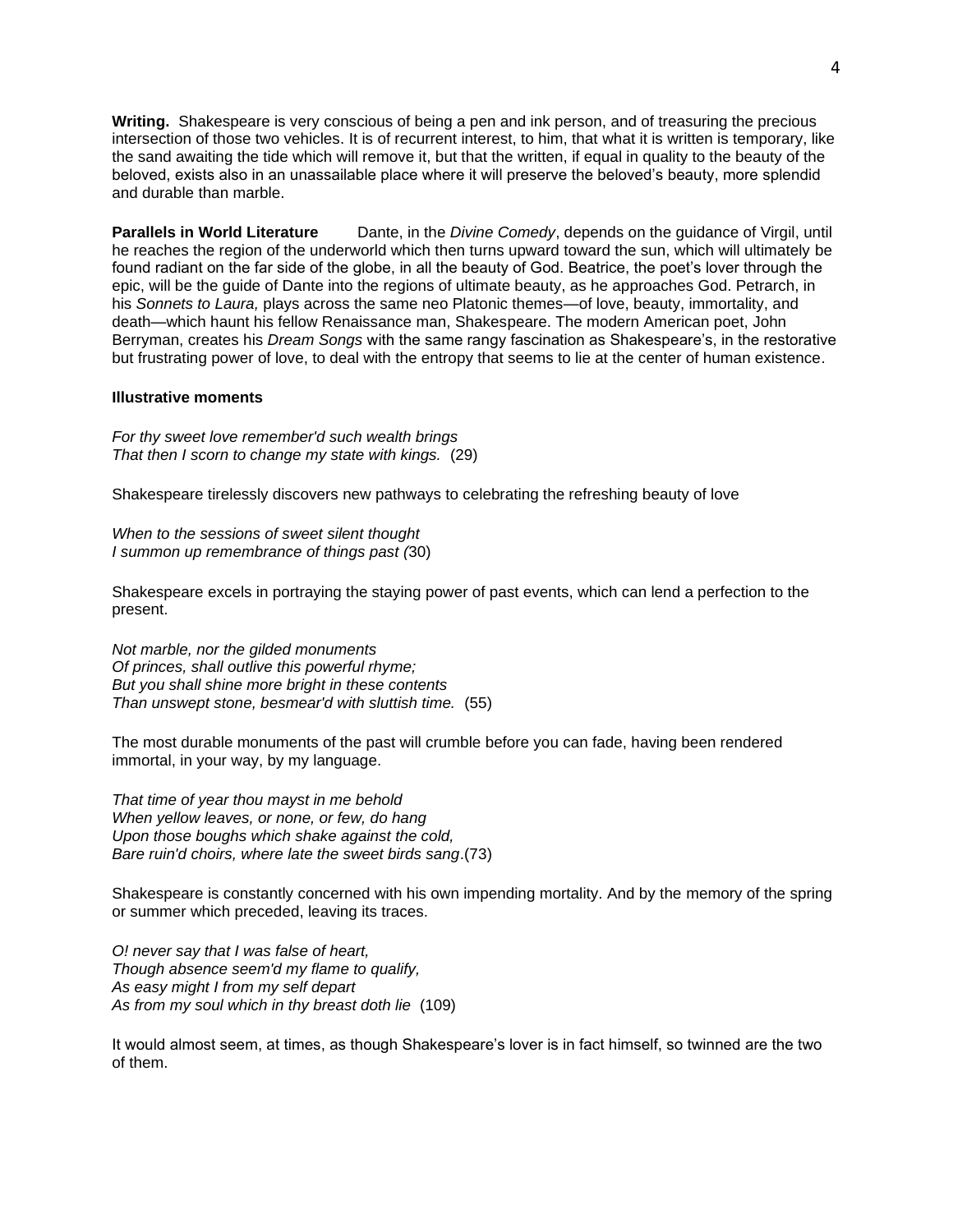**Writing.** Shakespeare is very conscious of being a pen and ink person, and of treasuring the precious intersection of those two vehicles. It is of recurrent interest, to him, that what it is written is temporary, like the sand awaiting the tide which will remove it, but that the written, if equal in quality to the beauty of the beloved, exists also in an unassailable place where it will preserve the beloved's beauty, more splendid and durable than marble.

**Parallels in World Literature** Dante, in the *Divine Comedy*, depends on the guidance of Virgil, until he reaches the region of the underworld which then turns upward toward the sun, which will ultimately be found radiant on the far side of the globe, in all the beauty of God. Beatrice, the poet's lover through the epic, will be the guide of Dante into the regions of ultimate beauty, as he approaches God. Petrarch, in his *Sonnets to Laura,* plays across the same neo Platonic themes—of love, beauty, immortality, and death—which haunt his fellow Renaissance man, Shakespeare. The modern American poet, John Berryman, creates his *Dream Songs* with the same rangy fascination as Shakespeare's, in the restorative but frustrating power of love, to deal with the entropy that seems to lie at the center of human existence.

**Illustrative moments**

*For thy sweet love remember'd such wealth brings*
*That then I scorn to change my state with kings.* (29)

Shakespeare tirelessly discovers new pathways to celebrating the refreshing beauty of love

*When to the sessions of sweet silent thought*
*I summon up remembrance of things past (*30)

Shakespeare excels in portraying the staying power of past events, which can lend a perfection to the present.

*Not marble, nor the gilded monuments*
*Of princes, shall outlive this powerful rhyme;*
*But you shall shine more bright in these contents*
*Than unswept stone, besmear'd with sluttish time.* (55)

The most durable monuments of the past will crumble before you can fade, having been rendered immortal, in your way, by my language.

*That time of year thou mayst in me behold*
*When yellow leaves, or none, or few, do hang*
*Upon those boughs which shake against the cold,*
*Bare ruin'd choirs, where late the sweet birds sang*.(73)

Shakespeare is constantly concerned with his own impending mortality. And by the memory of the spring or summer which preceded, leaving its traces.

*O! never say that I was false of heart,*
*Though absence seem'd my flame to qualify,*
*As easy might I from my self depart*
*As from my soul which in thy breast doth lie* (109)

It would almost seem, at times, as though Shakespeare's lover is in fact himself, so twinned are the two of them.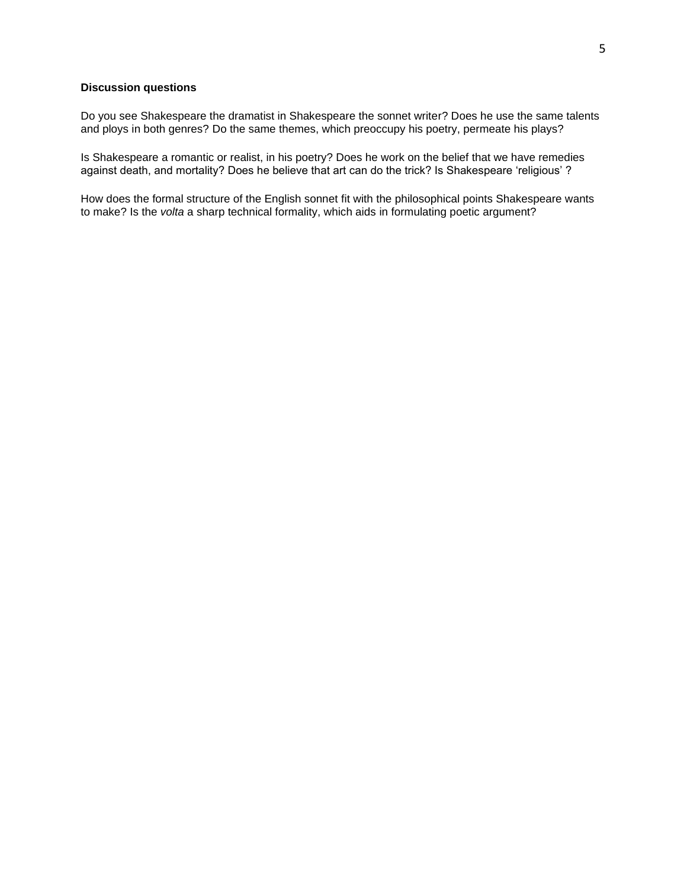**Discussion questions**

Do you see Shakespeare the dramatist in Shakespeare the sonnet writer? Does he use the same talents and ploys in both genres? Do the same themes, which preoccupy his poetry, permeate his plays?

Is Shakespeare a romantic or realist, in his poetry? Does he work on the belief that we have remedies against death, and mortality? Does he believe that art can do the trick? Is Shakespeare 'religious' ?

How does the formal structure of the English sonnet fit with the philosophical points Shakespeare wants to make? Is the *volta* a sharp technical formality, which aids in formulating poetic argument?